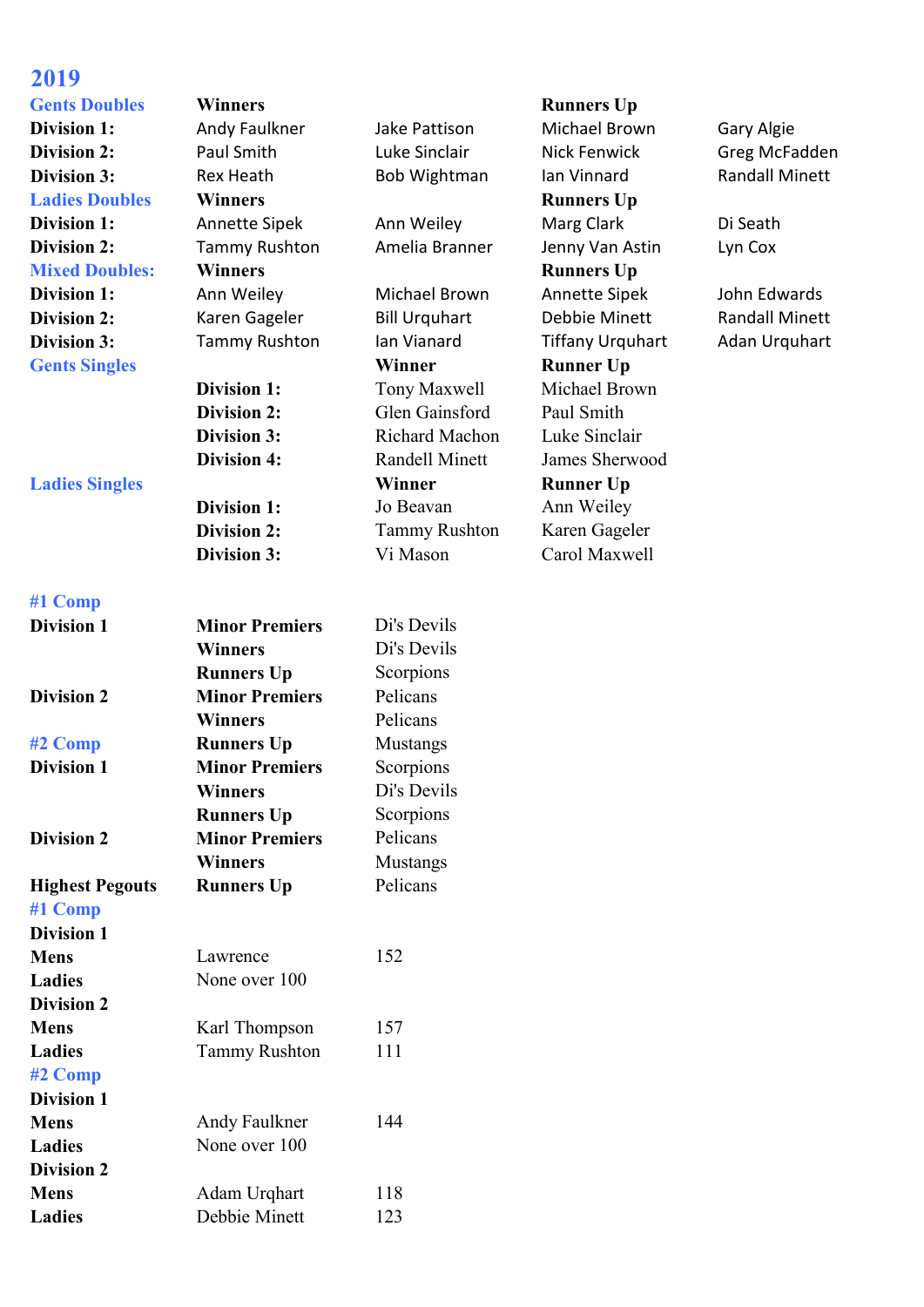## 2019

| Gents Doubles | Winners | | Runners Up | |
|---|---|---|---|---|
| **Division 1:** | Andy Faulkner | Jake Pattison | Michael Brown | Gary Algie |
| **Division 2:** | Paul Smith | Luke Sinclair | Nick Fenwick | Greg McFadden |
| **Division 3:** | Rex Heath | Bob Wightman | Ian Vinnard | Randall Minett |

| Ladies Doubles | Winners | | Runners Up | |
|---|---|---|---|---|
| **Division 1:** | Annette Sipek | Ann Weiley | Marg Clark | Di Seath |
| **Division 2:** | Tammy Rushton | Amelia Branner | Jenny Van Astin | Lyn Cox |

| Mixed Doubles: | Winners | | Runners Up | |
|---|---|---|---|---|
| **Division 1:** | Ann Weiley | Michael Brown | Annette Sipek | John Edwards |
| **Division 2:** | Karen Gageler | Bill Urquhart | Debbie Minett | Randall Minett |
| **Division 3:** | Tammy Rushton | Ian Vianard | Tiffany Urquhart | Adan Urquhart |

| Gents Singles | | Winner | Runner Up |
|---|---|---|---|
| | **Division 1:** | Tony Maxwell | Michael Brown |
| | **Division 2:** | Glen Gainsford | Paul Smith |
| | **Division 3:** | Richard Machon | Luke Sinclair |
| | **Division 4:** | Randell Minett | James Sherwood |

| Ladies Singles | | Winner | Runner Up |
|---|---|---|---|
| | **Division 1:** | Jo Beavan | Ann Weiley |
| | **Division 2:** | Tammy Rushton | Karen Gageler |
| | **Division 3:** | Vi Mason | Carol Maxwell |

### #1 Comp

| | | |
|---|---|---|
| **Division 1** | **Minor Premiers** | Di's Devils |
| | **Winners** | Di's Devils |
| | **Runners Up** | Scorpions |
| **Division 2** | **Minor Premiers** | Pelicans |
| | **Winners** | Pelicans |
| | **Runners Up** | Mustangs |

### #2 Comp

| | | |
|---|---|---|
| **Division 1** | **Minor Premiers** | Scorpions |
| | **Winners** | Di's Devils |
| | **Runners Up** | Scorpions |
| **Division 2** | **Minor Premiers** | Pelicans |
| | **Winners** | Mustangs |
| | **Runners Up** | Pelicans |

### Highest Pegouts

#### #1 Comp

| | | |
|---|---|---|
| **Division 1** | | |
| **Mens** | Lawrence | 152 |
| **Ladies** | None over 100 | |
| **Division 2** | | |
| **Mens** | Karl Thompson | 157 |
| **Ladies** | Tammy Rushton | 111 |

#### #2 Comp

| | | |
|---|---|---|
| **Division 1** | | |
| **Mens** | Andy Faulkner | 144 |
| **Ladies** | None over 100 | |
| **Division 2** | | |
| **Mens** | Adam Urqhart | 118 |
| **Ladies** | Debbie Minett | 123 |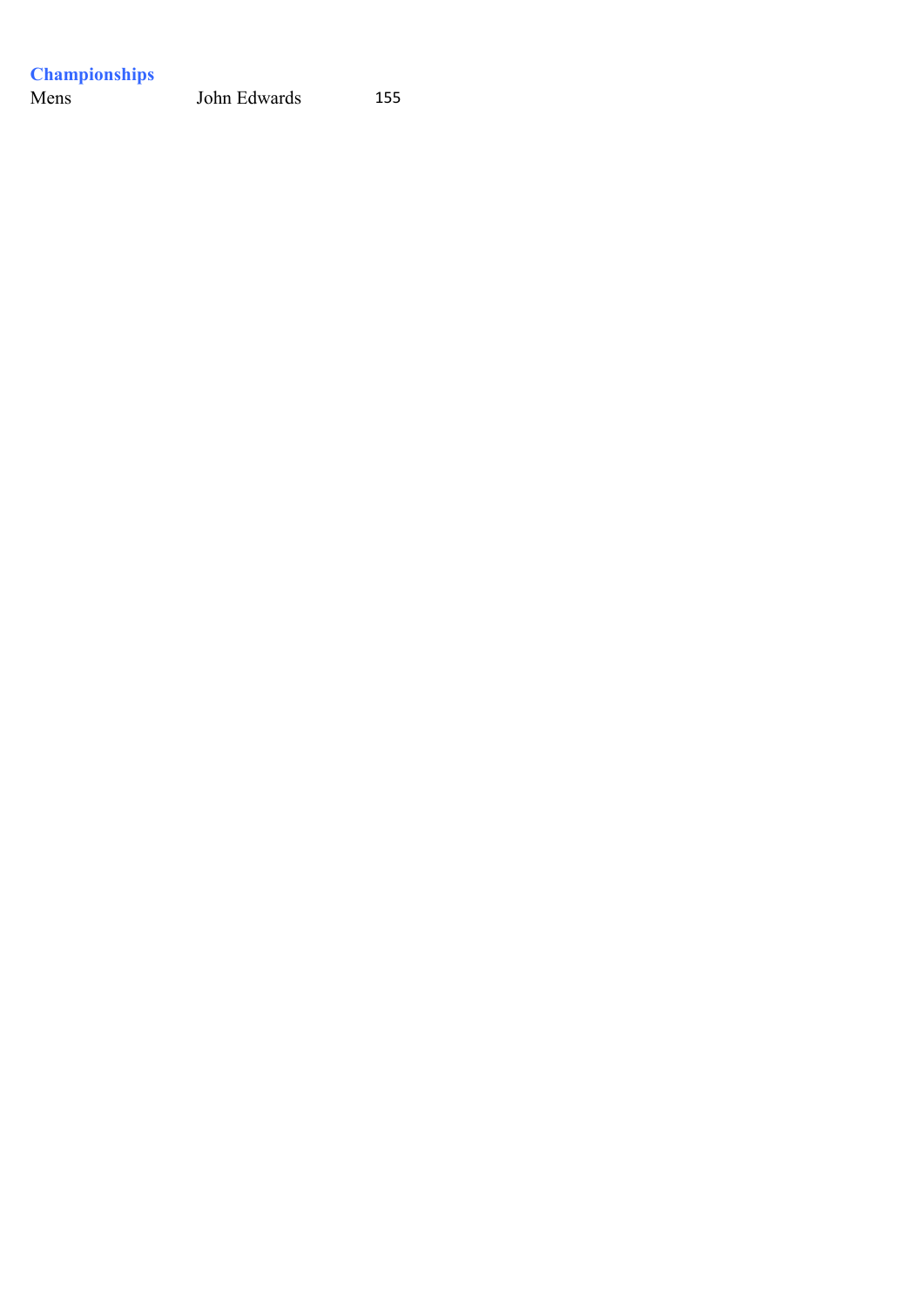### Championships

| | | |
|---|---|---|
| Mens | John Edwards | 155 |